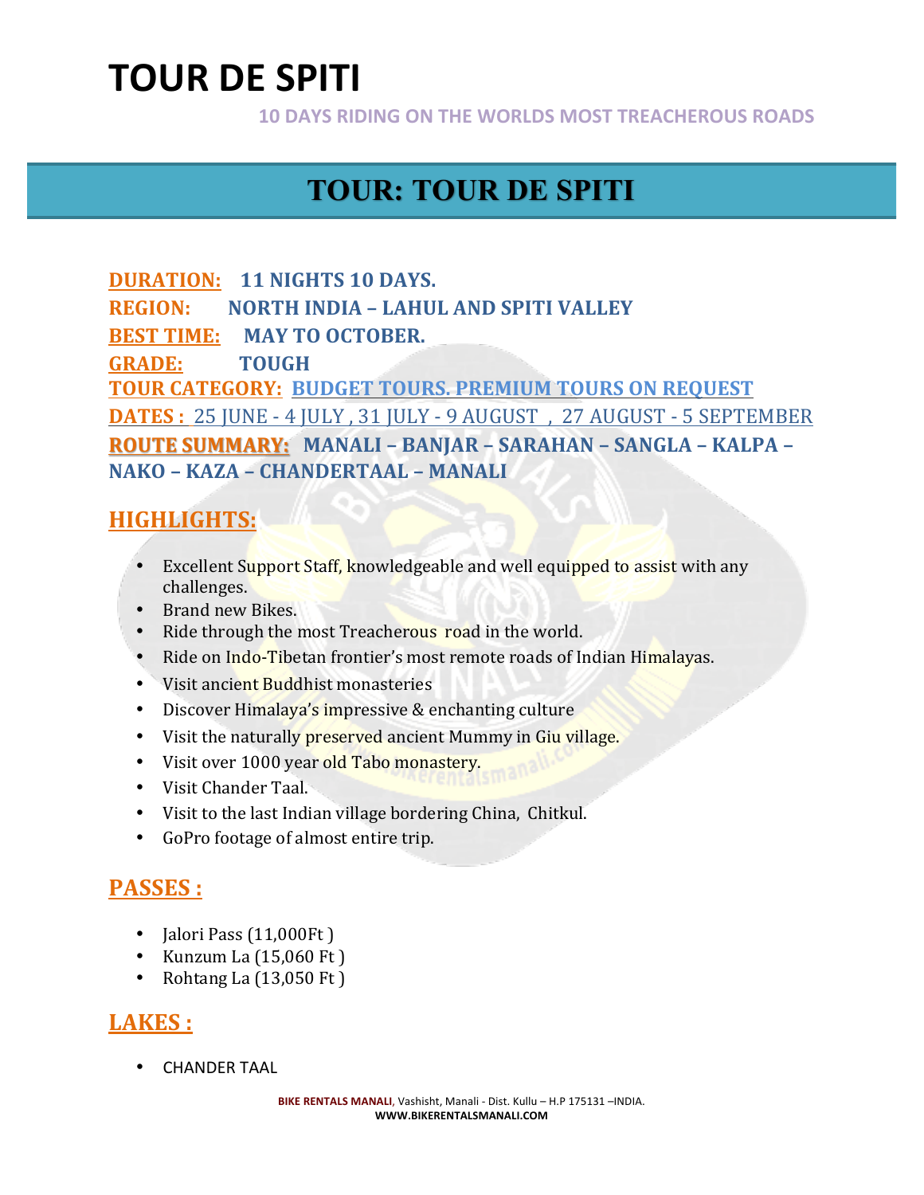# TOUR DE SPITI

**10 DAYS RIDING ON THE WORLDS MOST TREACHEROUS ROADS**

## TOUR: TOUR DE SPITI

**DURATION:** **11 NIGHTS 10 DAYS.**
**REGION:** **NORTH INDIA – LAHUL AND SPITI VALLEY**
**BEST TIME:** **MAY TO OCTOBER.**
**GRADE:** **TOUGH**
**TOUR CATEGORY:** BUDGET TOURS. PREMIUM TOURS ON REQUEST
**DATES :** 25 JUNE - 4 JULY , 31 JULY - 9 AUGUST , 27 AUGUST - 5 SEPTEMBER
**ROUTE SUMMARY:** **MANALI – BANJAR – SARAHAN – SANGLA – KALPA – NAKO – KAZA – CHANDERTAAL – MANALI**

## HIGHLIGHTS:

- Excellent Support Staff, knowledgeable and well equipped to assist with any challenges.
- Brand new Bikes.
- Ride through the most Treacherous road in the world.
- Ride on Indo-Tibetan frontier's most remote roads of Indian Himalayas.
- Visit ancient Buddhist monasteries
- Discover Himalaya's impressive & enchanting culture
- Visit the naturally preserved ancient Mummy in Giu village.
- Visit over 1000 year old Tabo monastery.
- Visit Chander Taal.
- Visit to the last Indian village bordering China, Chitkul.
- GoPro footage of almost entire trip.

## PASSES :

- Jalori Pass (11,000Ft )
- Kunzum La (15,060 Ft )
- Rohtang La (13,050 Ft )

## LAKES :

- CHANDER TAAL

**BIKE RENTALS MANALI**, Vashisht, Manali - Dist. Kullu – H.P 175131 –INDIA.
**WWW.BIKERENTALSMANALI.COM**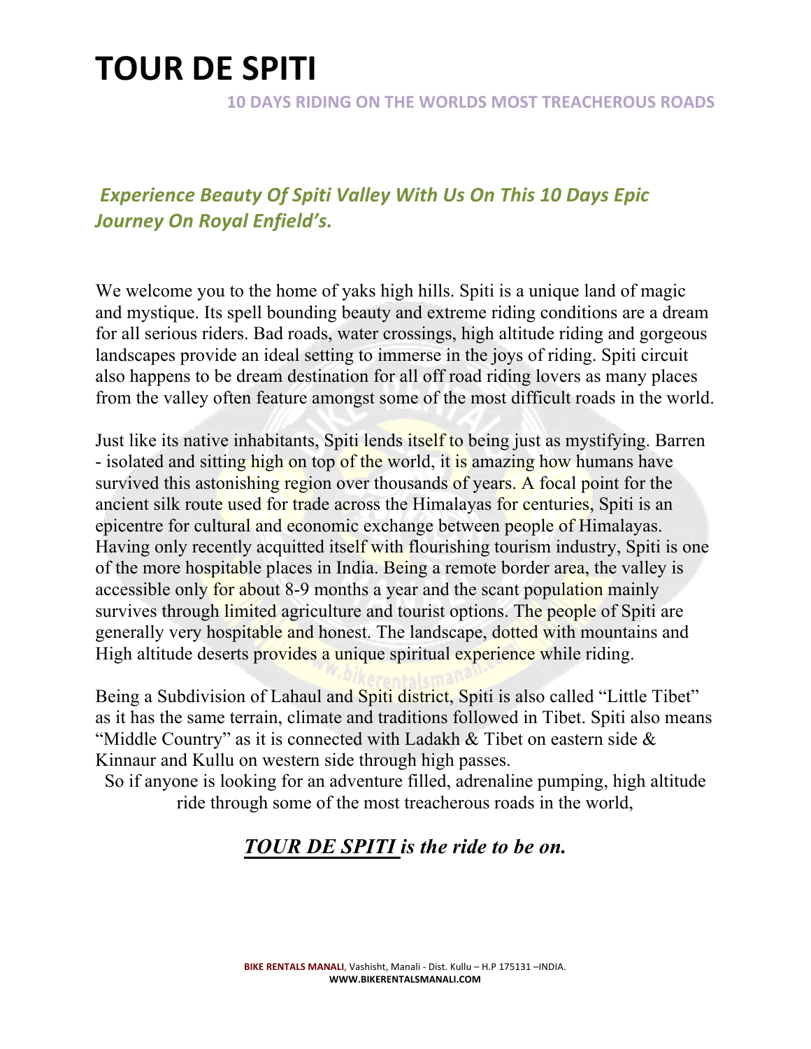# TOUR DE SPITI

**10 DAYS RIDING ON THE WORLDS MOST TREACHEROUS ROADS**

***Experience Beauty Of Spiti Valley With Us On This 10 Days Epic Journey On Royal Enfield's.***

We welcome you to the home of yaks high hills. Spiti is a unique land of magic and mystique. Its spell bounding beauty and extreme riding conditions are a dream for all serious riders. Bad roads, water crossings, high altitude riding and gorgeous landscapes provide an ideal setting to immerse in the joys of riding. Spiti circuit also happens to be dream destination for all off road riding lovers as many places from the valley often feature amongst some of the most difficult roads in the world.

Just like its native inhabitants, Spiti lends itself to being just as mystifying. Barren - isolated and sitting high on top of the world, it is amazing how humans have survived this astonishing region over thousands of years. A focal point for the ancient silk route used for trade across the Himalayas for centuries, Spiti is an epicentre for cultural and economic exchange between people of Himalayas. Having only recently acquitted itself with flourishing tourism industry, Spiti is one of the more hospitable places in India. Being a remote border area, the valley is accessible only for about 8-9 months a year and the scant population mainly survives through limited agriculture and tourist options. The people of Spiti are generally very hospitable and honest. The landscape, dotted with mountains and High altitude deserts provides a unique spiritual experience while riding.

Being a Subdivision of Lahaul and Spiti district, Spiti is also called "Little Tibet" as it has the same terrain, climate and traditions followed in Tibet. Spiti also means "Middle Country" as it is connected with Ladakh & Tibet on eastern side & Kinnaur and Kullu on western side through high passes.

So if anyone is looking for an adventure filled, adrenaline pumping, high altitude ride through some of the most treacherous roads in the world,

***TOUR DE SPITI is the ride to be on.***

**BIKE RENTALS MANALI**, Vashisht, Manali - Dist. Kullu – H.P 175131 –INDIA.
**WWW.BIKERENTALSMANALI.COM**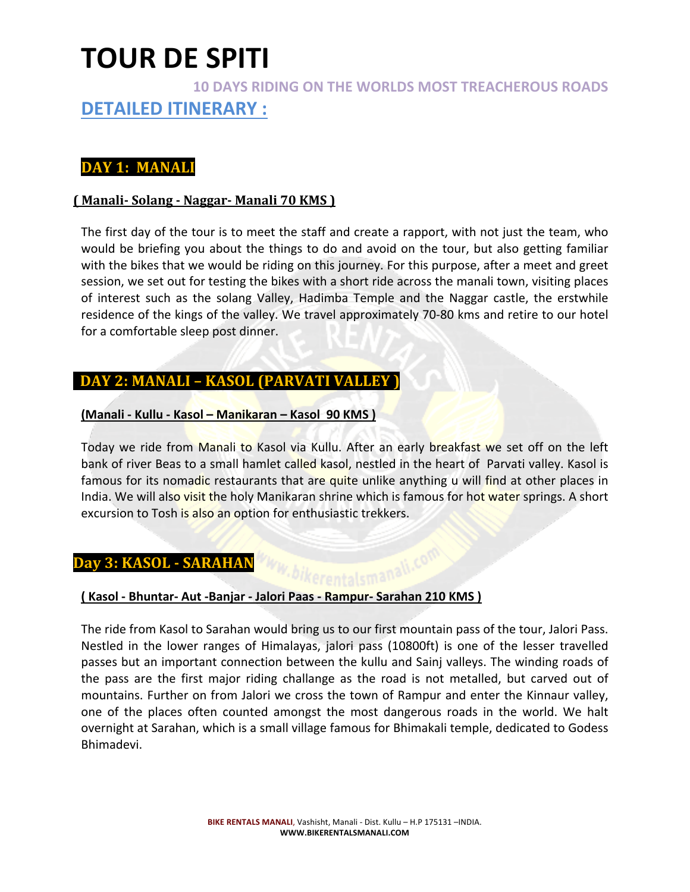# TOUR DE SPITI

**10 DAYS RIDING ON THE WORLDS MOST TREACHEROUS ROADS**

## DETAILED ITINERARY :

### DAY 1: MANALI

**( Manali- Solang - Naggar- Manali 70 KMS )**

The first day of the tour is to meet the staff and create a rapport, with not just the team, who would be briefing you about the things to do and avoid on the tour, but also getting familiar with the bikes that we would be riding on this journey. For this purpose, after a meet and greet session, we set out for testing the bikes with a short ride across the manali town, visiting places of interest such as the solang Valley, Hadimba Temple and the Naggar castle, the erstwhile residence of the kings of the valley. We travel approximately 70-80 kms and retire to our hotel for a comfortable sleep post dinner.

### DAY 2: MANALI – KASOL (PARVATI VALLEY )

**(Manali - Kullu - Kasol – Manikaran – Kasol 90 KMS )**

Today we ride from Manali to Kasol via Kullu. After an early breakfast we set off on the left bank of river Beas to a small hamlet called kasol, nestled in the heart of Parvati valley. Kasol is famous for its nomadic restaurants that are quite unlike anything u will find at other places in India. We will also visit the holy Manikaran shrine which is famous for hot water springs. A short excursion to Tosh is also an option for enthusiastic trekkers.

### Day 3: KASOL - SARAHAN

**( Kasol - Bhuntar- Aut -Banjar - Jalori Paas - Rampur- Sarahan 210 KMS )**

The ride from Kasol to Sarahan would bring us to our first mountain pass of the tour, Jalori Pass. Nestled in the lower ranges of Himalayas, jalori pass (10800ft) is one of the lesser travelled passes but an important connection between the kullu and Sainj valleys. The winding roads of the pass are the first major riding challange as the road is not metalled, but carved out of mountains. Further on from Jalori we cross the town of Rampur and enter the Kinnaur valley, one of the places often counted amongst the most dangerous roads in the world. We halt overnight at Sarahan, which is a small village famous for Bhimakali temple, dedicated to Godess Bhimadevi.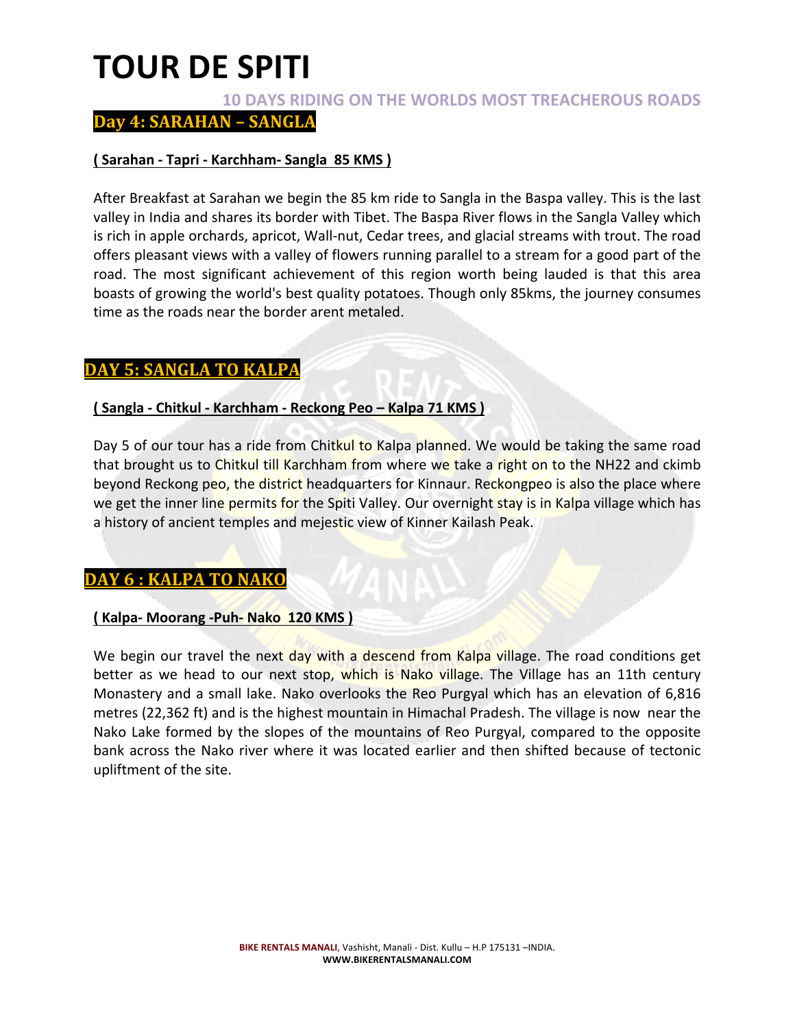# TOUR DE SPITI

### 10 DAYS RIDING ON THE WORLDS MOST TREACHEROUS ROADS

## Day 4: SARAHAN – SANGLA

**( Sarahan - Tapri - Karchham- Sangla 85 KMS )**

After Breakfast at Sarahan we begin the 85 km ride to Sangla in the Baspa valley. This is the last valley in India and shares its border with Tibet. The Baspa River flows in the Sangla Valley which is rich in apple orchards, apricot, Wall-nut, Cedar trees, and glacial streams with trout. The road offers pleasant views with a valley of flowers running parallel to a stream for a good part of the road. The most significant achievement of this region worth being lauded is that this area boasts of growing the world's best quality potatoes. Though only 85kms, the journey consumes time as the roads near the border arent metaled.

## DAY 5: SANGLA TO KALPA

**( Sangla - Chitkul - Karchham - Reckong Peo – Kalpa 71 KMS )**

Day 5 of our tour has a ride from Chitkul to Kalpa planned. We would be taking the same road that brought us to Chitkul till Karchham from where we take a right on to the NH22 and ckimb beyond Reckong peo, the district headquarters for Kinnaur. Reckongpeo is also the place where we get the inner line permits for the Spiti Valley. Our overnight stay is in Kalpa village which has a history of ancient temples and mejestic view of Kinner Kailash Peak.

## DAY 6 : KALPA TO NAKO

**( Kalpa- Moorang -Puh- Nako 120 KMS )**

We begin our travel the next day with a descend from Kalpa village. The road conditions get better as we head to our next stop, which is Nako village. The Village has an 11th century Monastery and a small lake. Nako overlooks the Reo Purgyal which has an elevation of 6,816 metres (22,362 ft) and is the highest mountain in Himachal Pradesh. The village is now near the Nako Lake formed by the slopes of the mountains of Reo Purgyal, compared to the opposite bank across the Nako river where it was located earlier and then shifted because of tectonic upliftment of the site.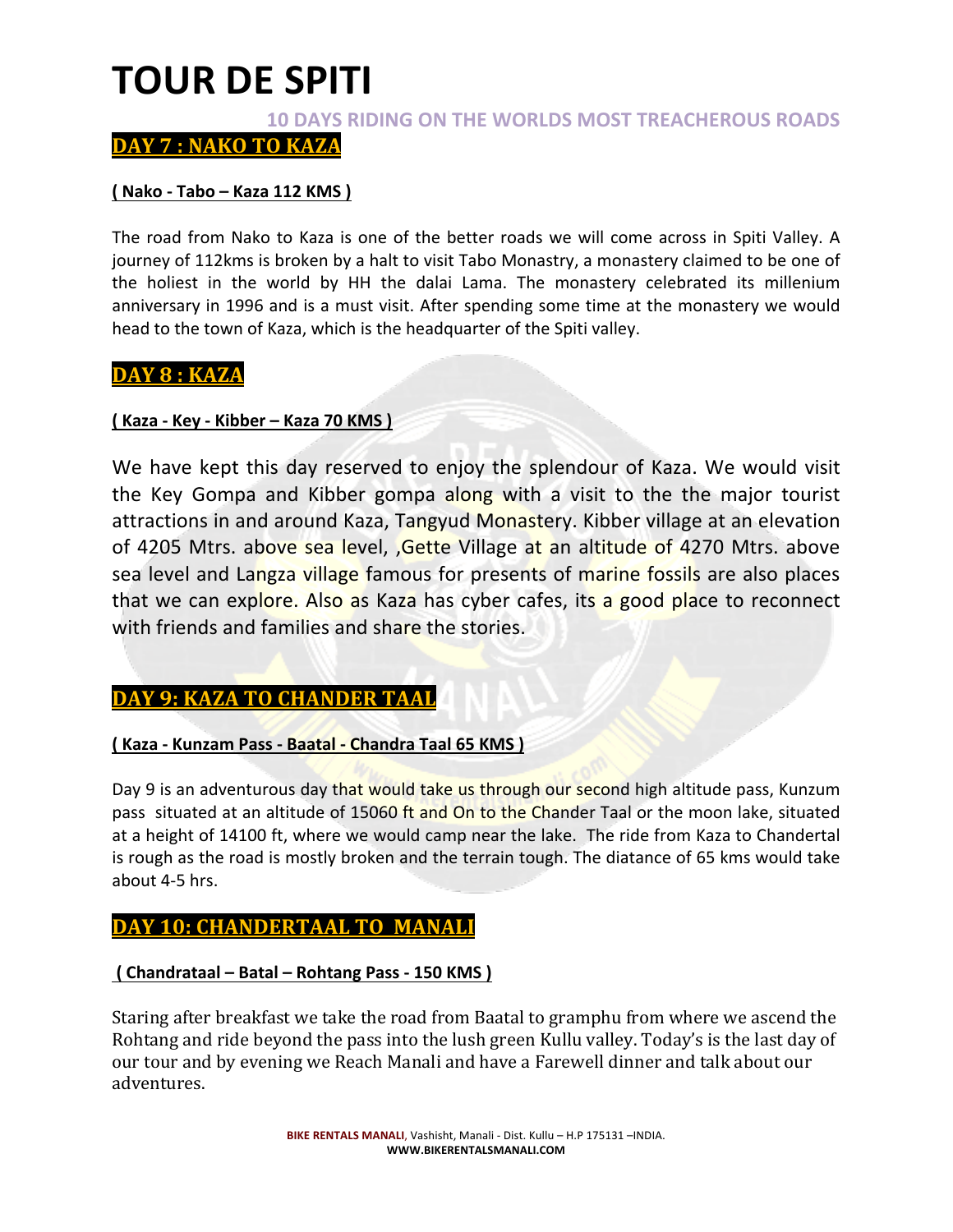# TOUR DE SPITI

10 DAYS RIDING ON THE WORLDS MOST TREACHEROUS ROADS

## DAY 7 : NAKO TO KAZA

**( Nako - Tabo – Kaza 112 KMS )**

The road from Nako to Kaza is one of the better roads we will come across in Spiti Valley. A journey of 112kms is broken by a halt to visit Tabo Monastry, a monastery claimed to be one of the holiest in the world by HH the dalai Lama. The monastery celebrated its millenium anniversary in 1996 and is a must visit. After spending some time at the monastery we would head to the town of Kaza, which is the headquarter of the Spiti valley.

## DAY 8 : KAZA

**( Kaza - Key - Kibber – Kaza 70 KMS )**

We have kept this day reserved to enjoy the splendour of Kaza. We would visit the Key Gompa and Kibber gompa along with a visit to the the major tourist attractions in and around Kaza, Tangyud Monastery. Kibber village at an elevation of 4205 Mtrs. above sea level, ,Gette Village at an altitude of 4270 Mtrs. above sea level and Langza village famous for presents of marine fossils are also places that we can explore. Also as Kaza has cyber cafes, its a good place to reconnect with friends and families and share the stories.

## DAY 9: KAZA TO CHANDER TAAL

**( Kaza - Kunzam Pass - Baatal - Chandra Taal 65 KMS )**

Day 9 is an adventurous day that would take us through our second high altitude pass, Kunzum pass situated at an altitude of 15060 ft and On to the Chander Taal or the moon lake, situated at a height of 14100 ft, where we would camp near the lake. The ride from Kaza to Chandertal is rough as the road is mostly broken and the terrain tough. The diatance of 65 kms would take about 4-5 hrs.

## DAY 10: CHANDERTAAL TO MANALI

**( Chandrataal – Batal – Rohtang Pass - 150 KMS )**

Staring after breakfast we take the road from Baatal to gramphu from where we ascend the Rohtang and ride beyond the pass into the lush green Kullu valley. Today's is the last day of our tour and by evening we Reach Manali and have a Farewell dinner and talk about our adventures.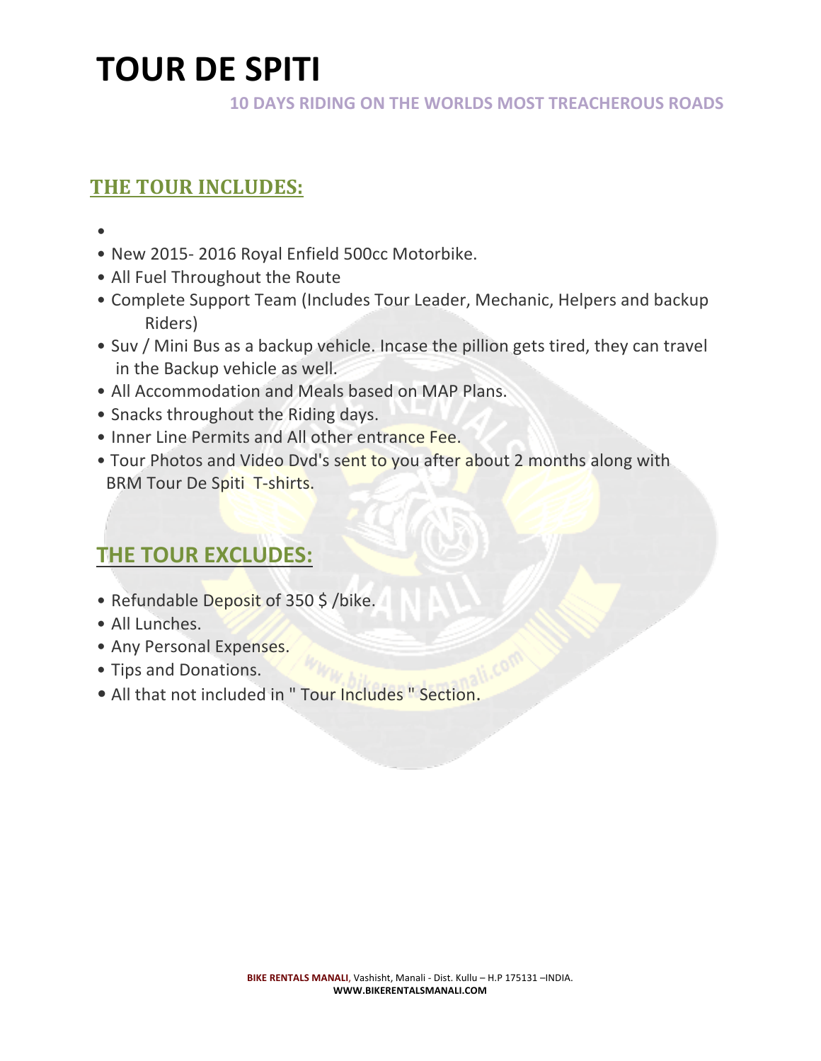# TOUR DE SPITI

**10 DAYS RIDING ON THE WORLDS MOST TREACHEROUS ROADS**

## THE TOUR INCLUDES:

- New 2015- 2016 Royal Enfield 500cc Motorbike.
- All Fuel Throughout the Route
- Complete Support Team (Includes Tour Leader, Mechanic, Helpers and backup Riders)
- Suv / Mini Bus as a backup vehicle. Incase the pillion gets tired, they can travel in the Backup vehicle as well.
- All Accommodation and Meals based on MAP Plans.
- Snacks throughout the Riding days.
- Inner Line Permits and All other entrance Fee.
- Tour Photos and Video Dvd's sent to you after about 2 months along with BRM Tour De Spiti T-shirts.

## THE TOUR EXCLUDES:

- Refundable Deposit of 350 $ /bike.
- All Lunches.
- Any Personal Expenses.
- Tips and Donations.
- All that not included in " Tour Includes " Section.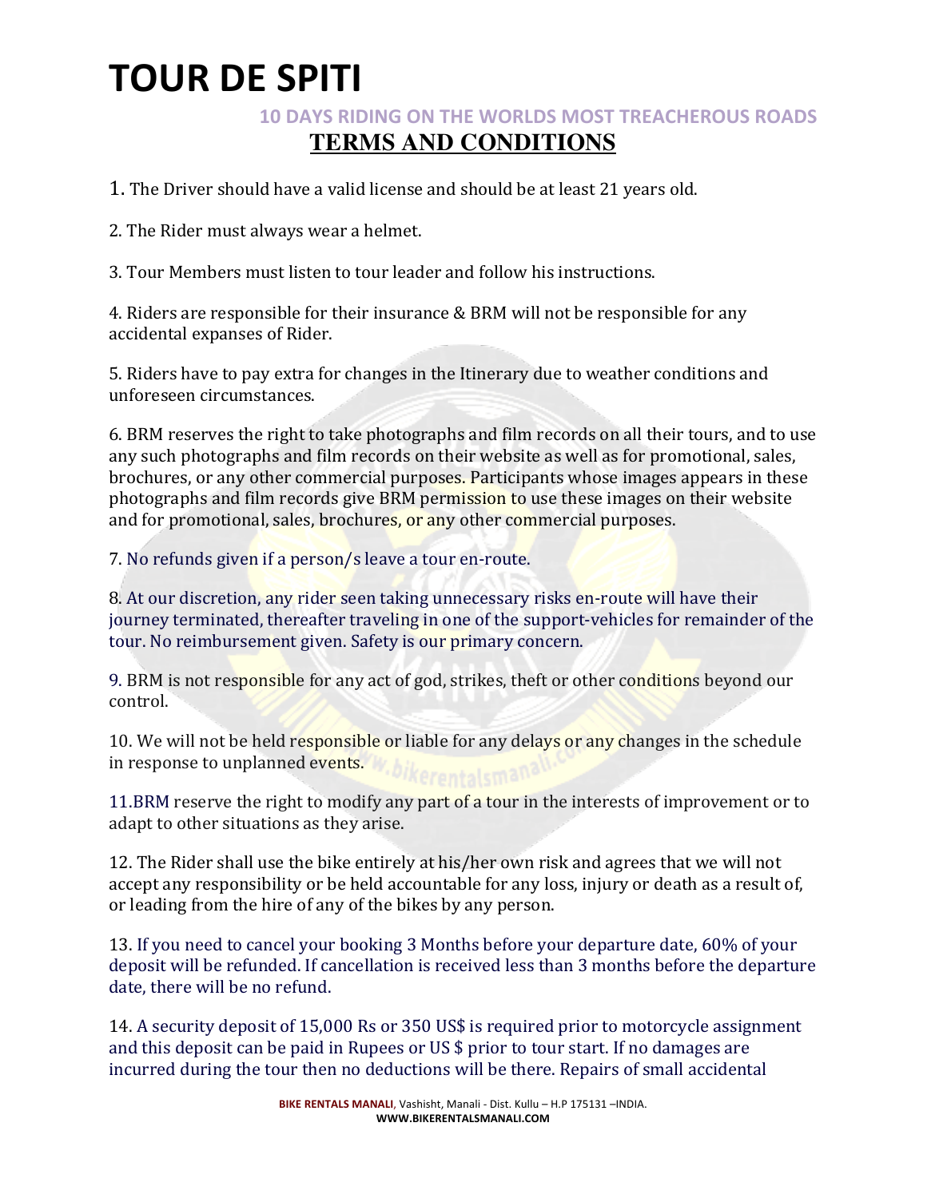# TOUR DE SPITI

### 10 DAYS RIDING ON THE WORLDS MOST TREACHEROUS ROADS

## TERMS AND CONDITIONS

1. The Driver should have a valid license and should be at least 21 years old.

2. The Rider must always wear a helmet.

3. Tour Members must listen to tour leader and follow his instructions.

4. Riders are responsible for their insurance & BRM will not be responsible for any accidental expanses of Rider.

5. Riders have to pay extra for changes in the Itinerary due to weather conditions and unforeseen circumstances.

6. BRM reserves the right to take photographs and film records on all their tours, and to use any such photographs and film records on their website as well as for promotional, sales, brochures, or any other commercial purposes. Participants whose images appears in these photographs and film records give BRM permission to use these images on their website and for promotional, sales, brochures, or any other commercial purposes.

7. No refunds given if a person/s leave a tour en-route.

8. At our discretion, any rider seen taking unnecessary risks en-route will have their journey terminated, thereafter traveling in one of the support-vehicles for remainder of the tour. No reimbursement given. Safety is our primary concern.

9. BRM is not responsible for any act of god, strikes, theft or other conditions beyond our control.

10. We will not be held responsible or liable for any delays or any changes in the schedule in response to unplanned events.

11. BRM reserve the right to modify any part of a tour in the interests of improvement or to adapt to other situations as they arise.

12. The Rider shall use the bike entirely at his/her own risk and agrees that we will not accept any responsibility or be held accountable for any loss, injury or death as a result of, or leading from the hire of any of the bikes by any person.

13. If you need to cancel your booking 3 Months before your departure date, 60% of your deposit will be refunded. If cancellation is received less than 3 months before the departure date, there will be no refund.

14. A security deposit of 15,000 Rs or 350 US$ is required prior to motorcycle assignment and this deposit can be paid in Rupees or US $ prior to tour start. If no damages are incurred during the tour then no deductions will be there. Repairs of small accidental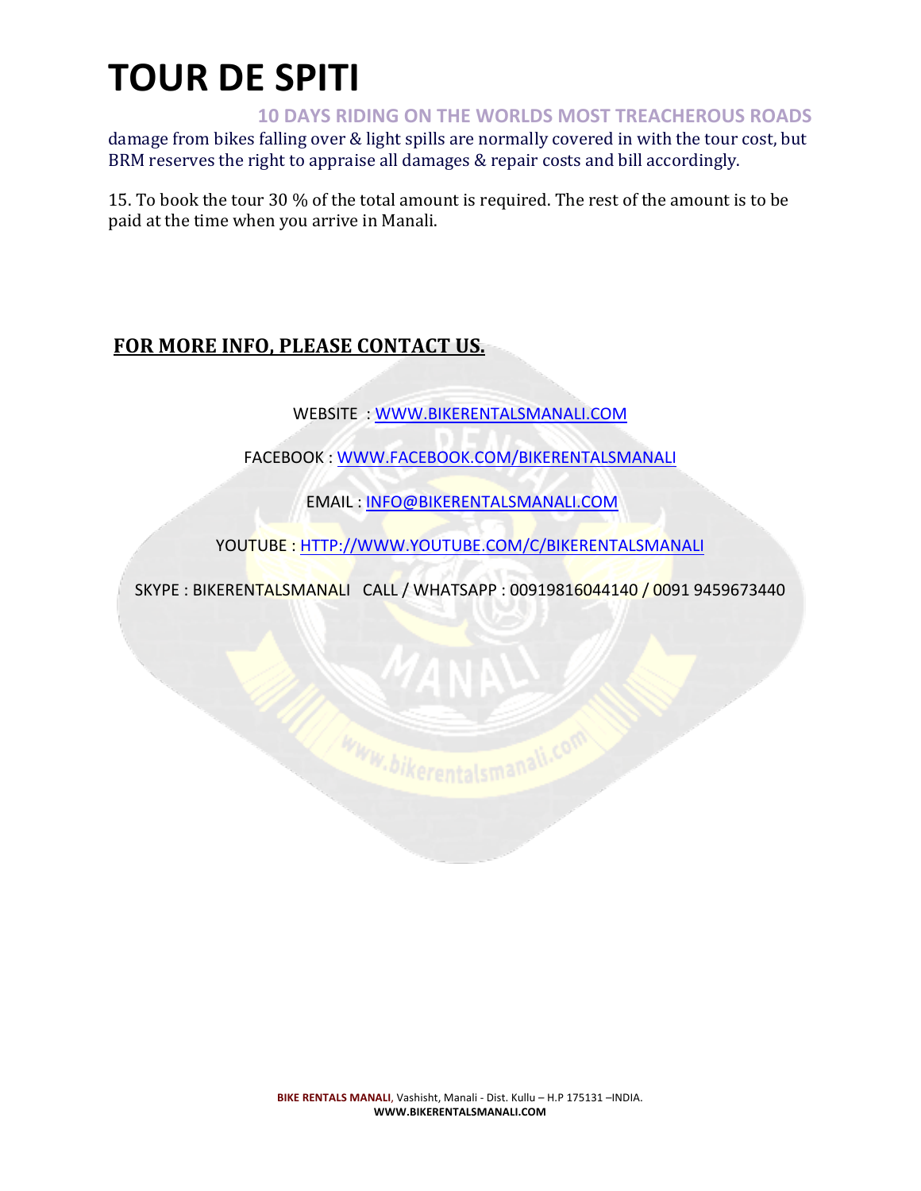damage from bikes falling over & light spills are normally covered in with the tour cost, but BRM reserves the right to appraise all damages & repair costs and bill accordingly.

15. To book the tour 30 % of the total amount is required. The rest of the amount is to be paid at the time when you arrive in Manali.

## FOR MORE INFO, PLEASE CONTACT US.

WEBSITE : WWW.BIKERENTALSMANALI.COM

FACEBOOK : WWW.FACEBOOK.COM/BIKERENTALSMANALI

EMAIL : INFO@BIKERENTALSMANALI.COM

YOUTUBE : HTTP://WWW.YOUTUBE.COM/C/BIKERENTALSMANALI

SKYPE : BIKERENTALSMANALI CALL / WHATSAPP : 00919816044140 / 0091 9459673440